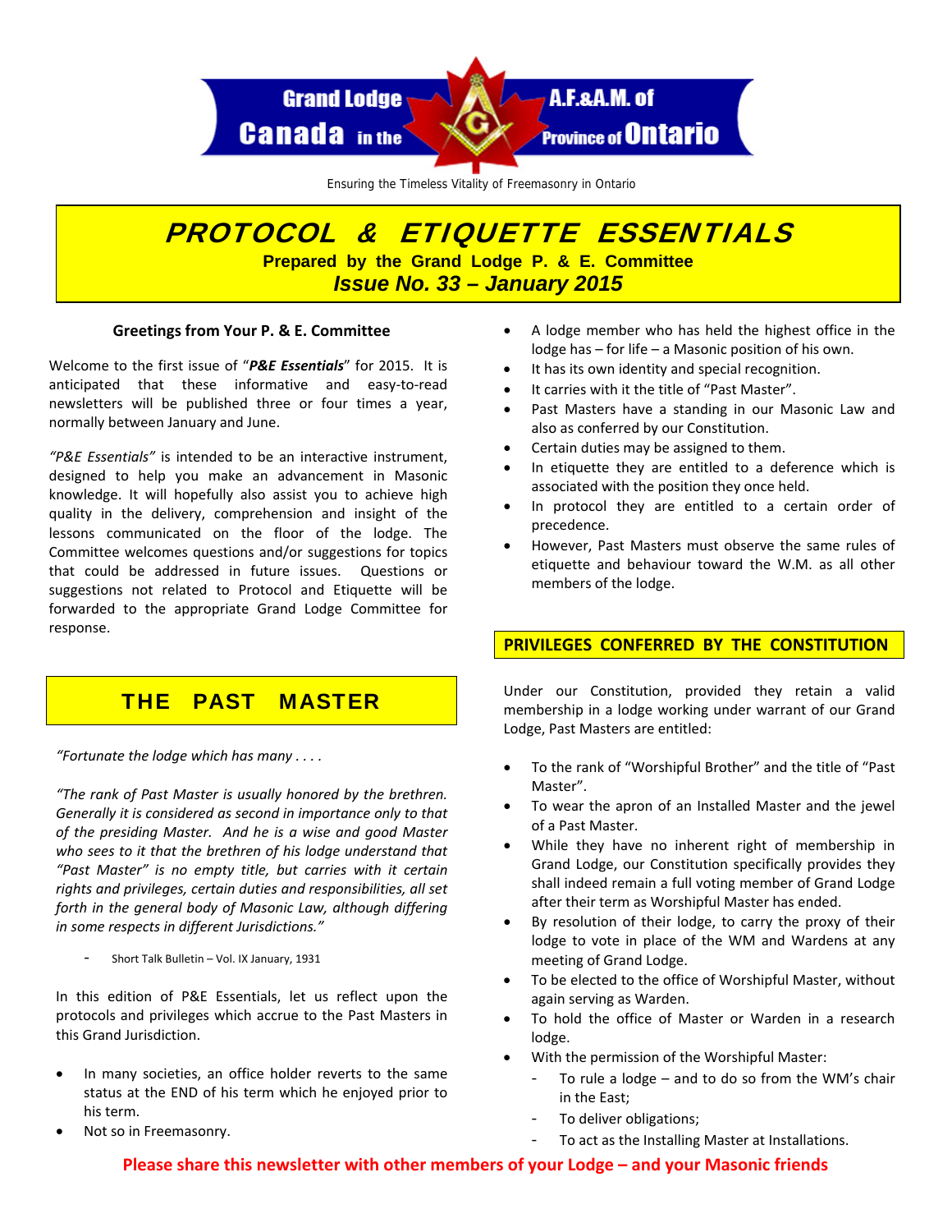Grand Lodge A.F.&A.M. of Canada in the Province of Ontario

Ensuring the Timeless Vitality of Freemasonry in Ontario

# PROTOCOL & ETIQUETTE ESSENTIALS

**Prepared by the Grand Lodge P. & E. Committee**

***Issue No. 33 – January 2015***

### Greetings from Your P. & E. Committee

Welcome to the first issue of "***P&E Essentials***" for 2015. It is anticipated that these informative and easy-to-read newsletters will be published three or four times a year, normally between January and June.

*"P&E Essentials"* is intended to be an interactive instrument, designed to help you make an advancement in Masonic knowledge. It will hopefully also assist you to achieve high quality in the delivery, comprehension and insight of the lessons communicated on the floor of the lodge. The Committee welcomes questions and/or suggestions for topics that could be addressed in future issues. Questions or suggestions not related to Protocol and Etiquette will be forwarded to the appropriate Grand Lodge Committee for response.

## THE PAST MASTER

*"Fortunate the lodge which has many . . . .*

*"The rank of Past Master is usually honored by the brethren. Generally it is considered as second in importance only to that of the presiding Master. And he is a wise and good Master who sees to it that the brethren of his lodge understand that "Past Master" is no empty title, but carries with it certain rights and privileges, certain duties and responsibilities, all set forth in the general body of Masonic Law, although differing in some respects in different Jurisdictions."*

- Short Talk Bulletin – Vol. IX January, 1931

In this edition of P&E Essentials, let us reflect upon the protocols and privileges which accrue to the Past Masters in this Grand Jurisdiction.

- In many societies, an office holder reverts to the same status at the END of his term which he enjoyed prior to his term.
- Not so in Freemasonry.
- A lodge member who has held the highest office in the lodge has – for life – a Masonic position of his own.
- It has its own identity and special recognition.
- It carries with it the title of "Past Master".
- Past Masters have a standing in our Masonic Law and also as conferred by our Constitution.
- Certain duties may be assigned to them.
- In etiquette they are entitled to a deference which is associated with the position they once held.
- In protocol they are entitled to a certain order of precedence.
- However, Past Masters must observe the same rules of etiquette and behaviour toward the W.M. as all other members of the lodge.

## PRIVILEGES CONFERRED BY THE CONSTITUTION

Under our Constitution, provided they retain a valid membership in a lodge working under warrant of our Grand Lodge, Past Masters are entitled:

- To the rank of "Worshipful Brother" and the title of "Past Master".
- To wear the apron of an Installed Master and the jewel of a Past Master.
- While they have no inherent right of membership in Grand Lodge, our Constitution specifically provides they shall indeed remain a full voting member of Grand Lodge after their term as Worshipful Master has ended.
- By resolution of their lodge, to carry the proxy of their lodge to vote in place of the WM and Wardens at any meeting of Grand Lodge.
- To be elected to the office of Worshipful Master, without again serving as Warden.
- To hold the office of Master or Warden in a research lodge.
- With the permission of the Worshipful Master:
    - To rule a lodge – and to do so from the WM's chair in the East;
    - To deliver obligations;
    - To act as the Installing Master at Installations.

**Please share this newsletter with other members of your Lodge – and your Masonic friends**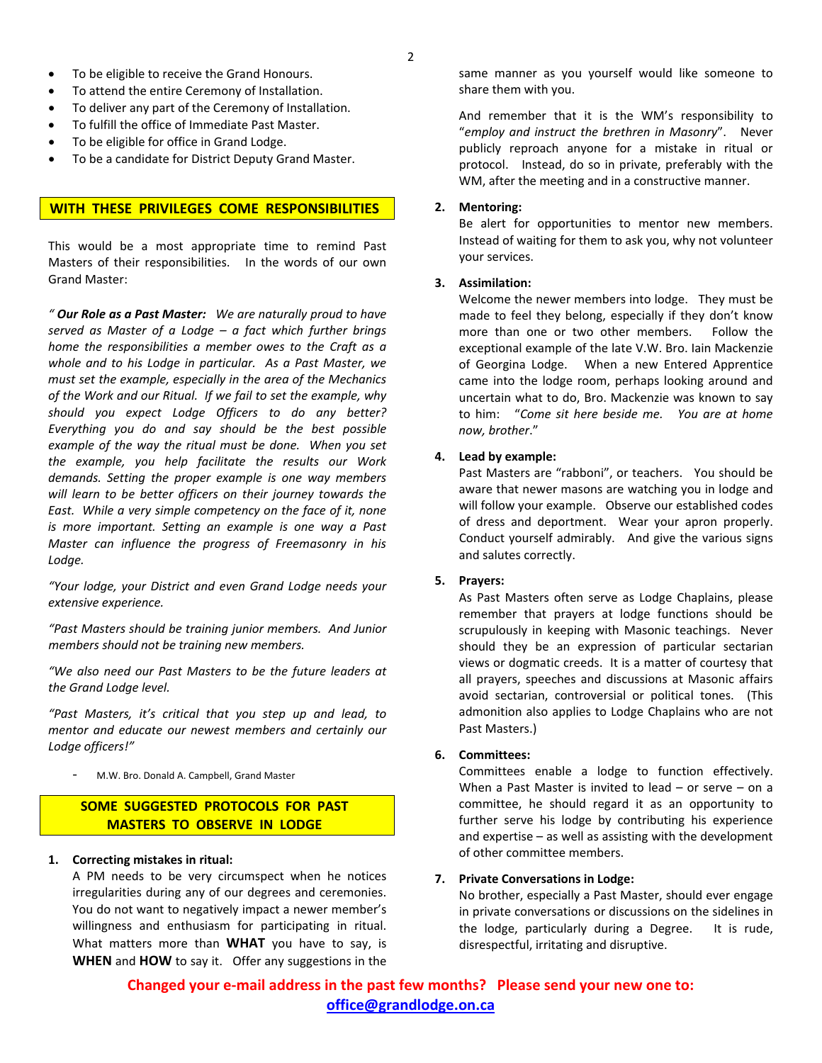- To be eligible to receive the Grand Honours.
- To attend the entire Ceremony of Installation.
- To deliver any part of the Ceremony of Installation.
- To fulfill the office of Immediate Past Master.
- To be eligible for office in Grand Lodge.
- To be a candidate for District Deputy Grand Master.

## WITH THESE PRIVILEGES COME RESPONSIBILITIES

This would be a most appropriate time to remind Past Masters of their responsibilities. In the words of our own Grand Master:

*" **Our Role as a Past Master:** We are naturally proud to have served as Master of a Lodge – a fact which further brings home the responsibilities a member owes to the Craft as a whole and to his Lodge in particular. As a Past Master, we must set the example, especially in the area of the Mechanics of the Work and our Ritual. If we fail to set the example, why should you expect Lodge Officers to do any better? Everything you do and say should be the best possible example of the way the ritual must be done. When you set the example, you help facilitate the results our Work demands. Setting the proper example is one way members will learn to be better officers on their journey towards the East. While a very simple competency on the face of it, none is more important. Setting an example is one way a Past Master can influence the progress of Freemasonry in his Lodge.*

*"Your lodge, your District and even Grand Lodge needs your extensive experience.*

*"Past Masters should be training junior members. And Junior members should not be training new members.*

*"We also need our Past Masters to be the future leaders at the Grand Lodge level.*

*"Past Masters, it's critical that you step up and lead, to mentor and educate our newest members and certainly our Lodge officers!"*

- M.W. Bro. Donald A. Campbell, Grand Master

## SOME SUGGESTED PROTOCOLS FOR PAST MASTERS TO OBSERVE IN LODGE

1. **Correcting mistakes in ritual:**
   A PM needs to be very circumspect when he notices irregularities during any of our degrees and ceremonies. You do not want to negatively impact a newer member's willingness and enthusiasm for participating in ritual. What matters more than **WHAT** you have to say, is **WHEN** and **HOW** to say it. Offer any suggestions in the same manner as you yourself would like someone to share them with you.

   And remember that it is the WM's responsibility to "*employ and instruct the brethren in Masonry*". Never publicly reproach anyone for a mistake in ritual or protocol. Instead, do so in private, preferably with the WM, after the meeting and in a constructive manner.

2. **Mentoring:**
   Be alert for opportunities to mentor new members. Instead of waiting for them to ask you, why not volunteer your services.

3. **Assimilation:**
   Welcome the newer members into lodge. They must be made to feel they belong, especially if they don't know more than one or two other members. Follow the exceptional example of the late V.W. Bro. Iain Mackenzie of Georgina Lodge. When a new Entered Apprentice came into the lodge room, perhaps looking around and uncertain what to do, Bro. Mackenzie was known to say to him: "*Come sit here beside me. You are at home now, brother*."

4. **Lead by example:**
   Past Masters are "rabboni", or teachers. You should be aware that newer masons are watching you in lodge and will follow your example. Observe our established codes of dress and deportment. Wear your apron properly. Conduct yourself admirably. And give the various signs and salutes correctly.

5. **Prayers:**
   As Past Masters often serve as Lodge Chaplains, please remember that prayers at lodge functions should be scrupulously in keeping with Masonic teachings. Never should they be an expression of particular sectarian views or dogmatic creeds. It is a matter of courtesy that all prayers, speeches and discussions at Masonic affairs avoid sectarian, controversial or political tones. (This admonition also applies to Lodge Chaplains who are not Past Masters.)

6. **Committees:**
   Committees enable a lodge to function effectively. When a Past Master is invited to lead – or serve – on a committee, he should regard it as an opportunity to further serve his lodge by contributing his experience and expertise – as well as assisting with the development of other committee members.

7. **Private Conversations in Lodge:**
   No brother, especially a Past Master, should ever engage in private conversations or discussions on the sidelines in the lodge, particularly during a Degree. It is rude, disrespectful, irritating and disruptive.

**Changed your e-mail address in the past few months? Please send your new one to: office@grandlodge.on.ca**